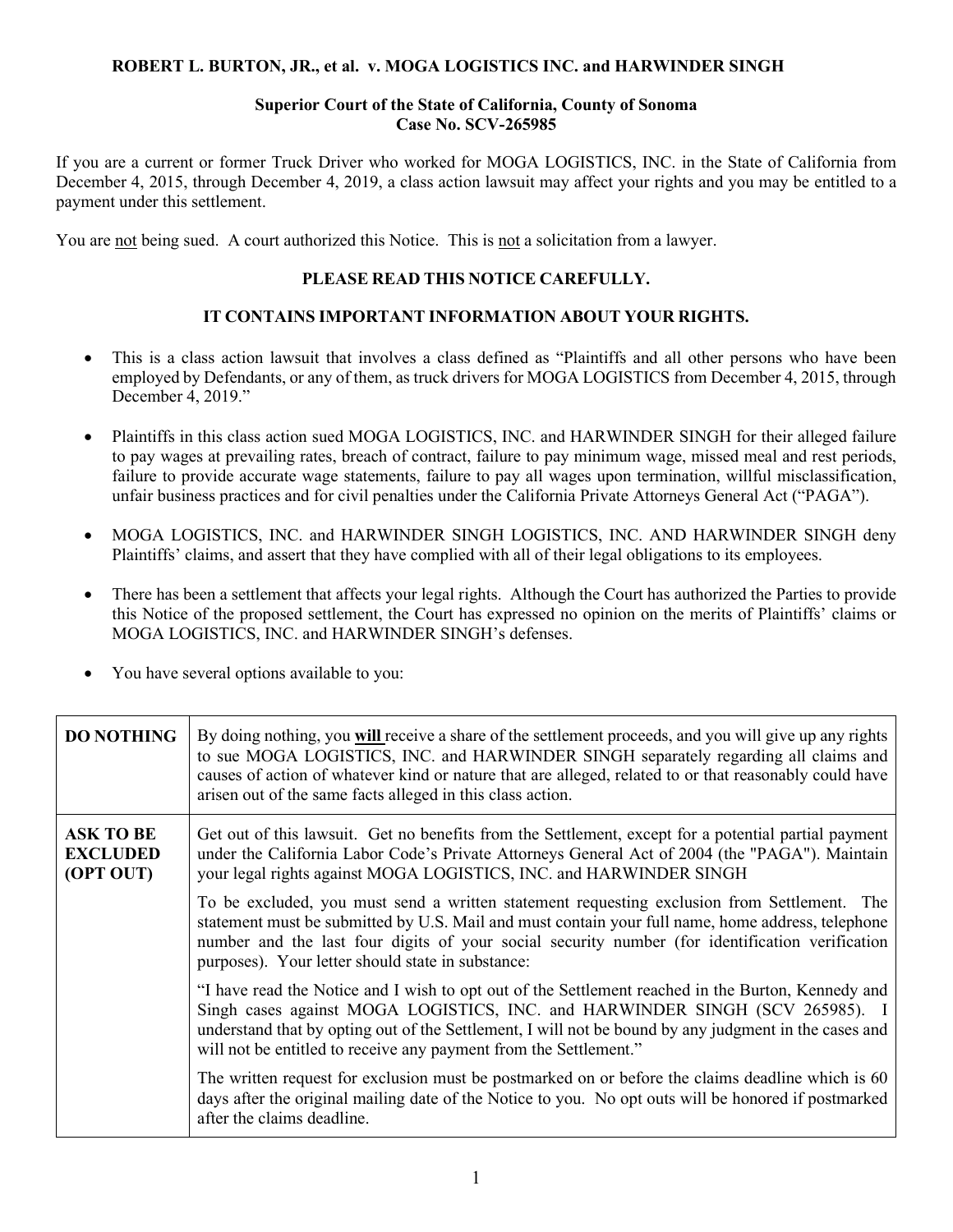**ROBERT L. BURTON, JR., et al. v. MOGA LOGISTICS INC. and HARWINDER SINGH**

**Superior Court of the State of California, County of Sonoma**
**Case No. SCV-265985**

If you are a current or former Truck Driver who worked for MOGA LOGISTICS, INC. in the State of California from December 4, 2015, through December 4, 2019, a class action lawsuit may affect your rights and you may be entitled to a payment under this settlement.

You are not being sued. A court authorized this Notice. This is not a solicitation from a lawyer.

**PLEASE READ THIS NOTICE CAREFULLY.**

**IT CONTAINS IMPORTANT INFORMATION ABOUT YOUR RIGHTS.**

- This is a class action lawsuit that involves a class defined as "Plaintiffs and all other persons who have been employed by Defendants, or any of them, as truck drivers for MOGA LOGISTICS from December 4, 2015, through December 4, 2019."
- Plaintiffs in this class action sued MOGA LOGISTICS, INC. and HARWINDER SINGH for their alleged failure to pay wages at prevailing rates, breach of contract, failure to pay minimum wage, missed meal and rest periods, failure to provide accurate wage statements, failure to pay all wages upon termination, willful misclassification, unfair business practices and for civil penalties under the California Private Attorneys General Act ("PAGA").
- MOGA LOGISTICS, INC. and HARWINDER SINGH LOGISTICS, INC. AND HARWINDER SINGH deny Plaintiffs' claims, and assert that they have complied with all of their legal obligations to its employees.
- There has been a settlement that affects your legal rights. Although the Court has authorized the Parties to provide this Notice of the proposed settlement, the Court has expressed no opinion on the merits of Plaintiffs' claims or MOGA LOGISTICS, INC. and HARWINDER SINGH's defenses.
- You have several options available to you:

| | |
|---|---|
| **DO NOTHING** | By doing nothing, you **will** receive a share of the settlement proceeds, and you will give up any rights to sue MOGA LOGISTICS, INC. and HARWINDER SINGH separately regarding all claims and causes of action of whatever kind or nature that are alleged, related to or that reasonably could have arisen out of the same facts alleged in this class action. |
| **ASK TO BE EXCLUDED (OPT OUT)** | Get out of this lawsuit. Get no benefits from the Settlement, except for a potential partial payment under the California Labor Code's Private Attorneys General Act of 2004 (the "PAGA"). Maintain your legal rights against MOGA LOGISTICS, INC. and HARWINDER SINGH<br><br>To be excluded, you must send a written statement requesting exclusion from Settlement. The statement must be submitted by U.S. Mail and must contain your full name, home address, telephone number and the last four digits of your social security number (for identification verification purposes). Your letter should state in substance:<br><br>"I have read the Notice and I wish to opt out of the Settlement reached in the Burton, Kennedy and Singh cases against MOGA LOGISTICS, INC. and HARWINDER SINGH (SCV 265985). I understand that by opting out of the Settlement, I will not be bound by any judgment in the cases and will not be entitled to receive any payment from the Settlement."<br><br>The written request for exclusion must be postmarked on or before the claims deadline which is 60 days after the original mailing date of the Notice to you. No opt outs will be honored if postmarked after the claims deadline. |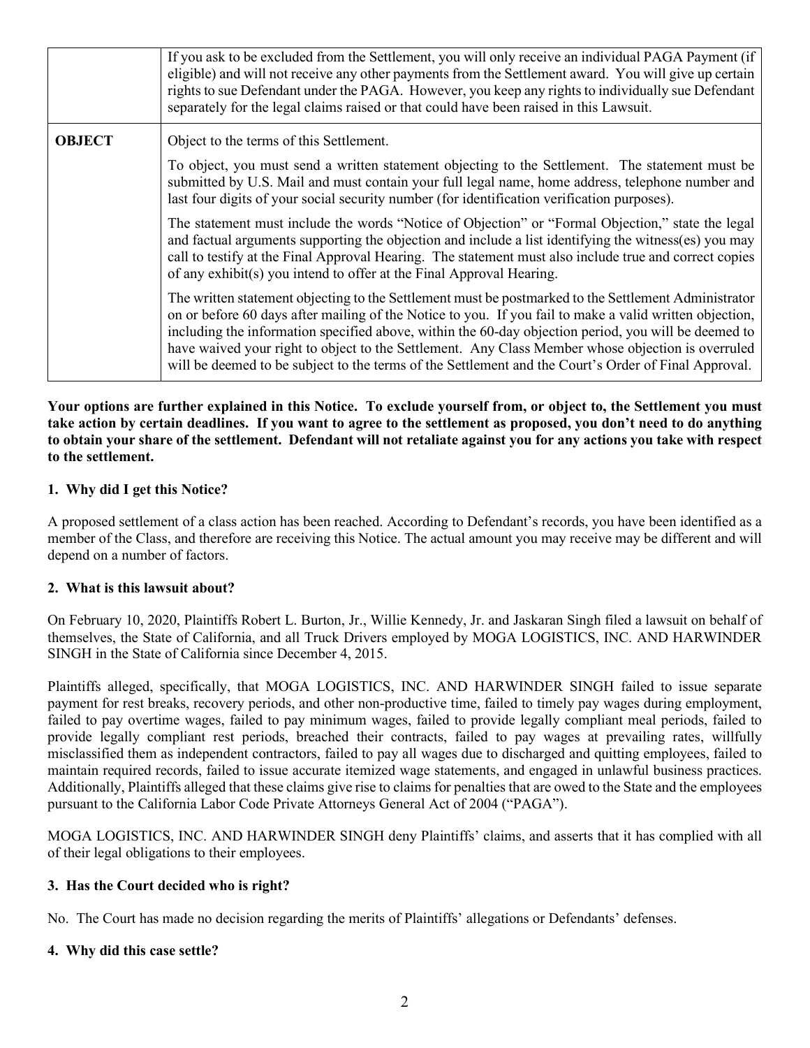| | |
|---|---|
| | If you ask to be excluded from the Settlement, you will only receive an individual PAGA Payment (if eligible) and will not receive any other payments from the Settlement award. You will give up certain rights to sue Defendant under the PAGA. However, you keep any rights to individually sue Defendant separately for the legal claims raised or that could have been raised in this Lawsuit. |
| **OBJECT** | Object to the terms of this Settlement.<br><br>To object, you must send a written statement objecting to the Settlement. The statement must be submitted by U.S. Mail and must contain your full legal name, home address, telephone number and last four digits of your social security number (for identification verification purposes).<br><br>The statement must include the words "Notice of Objection" or "Formal Objection," state the legal and factual arguments supporting the objection and include a list identifying the witness(es) you may call to testify at the Final Approval Hearing. The statement must also include true and correct copies of any exhibit(s) you intend to offer at the Final Approval Hearing.<br><br>The written statement objecting to the Settlement must be postmarked to the Settlement Administrator on or before 60 days after mailing of the Notice to you. If you fail to make a valid written objection, including the information specified above, within the 60-day objection period, you will be deemed to have waived your right to object to the Settlement. Any Class Member whose objection is overruled will be deemed to be subject to the terms of the Settlement and the Court's Order of Final Approval. |

**Your options are further explained in this Notice. To exclude yourself from, or object to, the Settlement you must take action by certain deadlines. If you want to agree to the settlement as proposed, you don't need to do anything to obtain your share of the settlement. Defendant will not retaliate against you for any actions you take with respect to the settlement.**

### 1. Why did I get this Notice?

A proposed settlement of a class action has been reached. According to Defendant's records, you have been identified as a member of the Class, and therefore are receiving this Notice. The actual amount you may receive may be different and will depend on a number of factors.

### 2. What is this lawsuit about?

On February 10, 2020, Plaintiffs Robert L. Burton, Jr., Willie Kennedy, Jr. and Jaskaran Singh filed a lawsuit on behalf of themselves, the State of California, and all Truck Drivers employed by MOGA LOGISTICS, INC. AND HARWINDER SINGH in the State of California since December 4, 2015.

Plaintiffs alleged, specifically, that MOGA LOGISTICS, INC. AND HARWINDER SINGH failed to issue separate payment for rest breaks, recovery periods, and other non-productive time, failed to timely pay wages during employment, failed to pay overtime wages, failed to pay minimum wages, failed to provide legally compliant meal periods, failed to provide legally compliant rest periods, breached their contracts, failed to pay wages at prevailing rates, willfully misclassified them as independent contractors, failed to pay all wages due to discharged and quitting employees, failed to maintain required records, failed to issue accurate itemized wage statements, and engaged in unlawful business practices. Additionally, Plaintiffs alleged that these claims give rise to claims for penalties that are owed to the State and the employees pursuant to the California Labor Code Private Attorneys General Act of 2004 ("PAGA").

MOGA LOGISTICS, INC. AND HARWINDER SINGH deny Plaintiffs' claims, and asserts that it has complied with all of their legal obligations to their employees.

### 3. Has the Court decided who is right?

No. The Court has made no decision regarding the merits of Plaintiffs' allegations or Defendants' defenses.

### 4. Why did this case settle?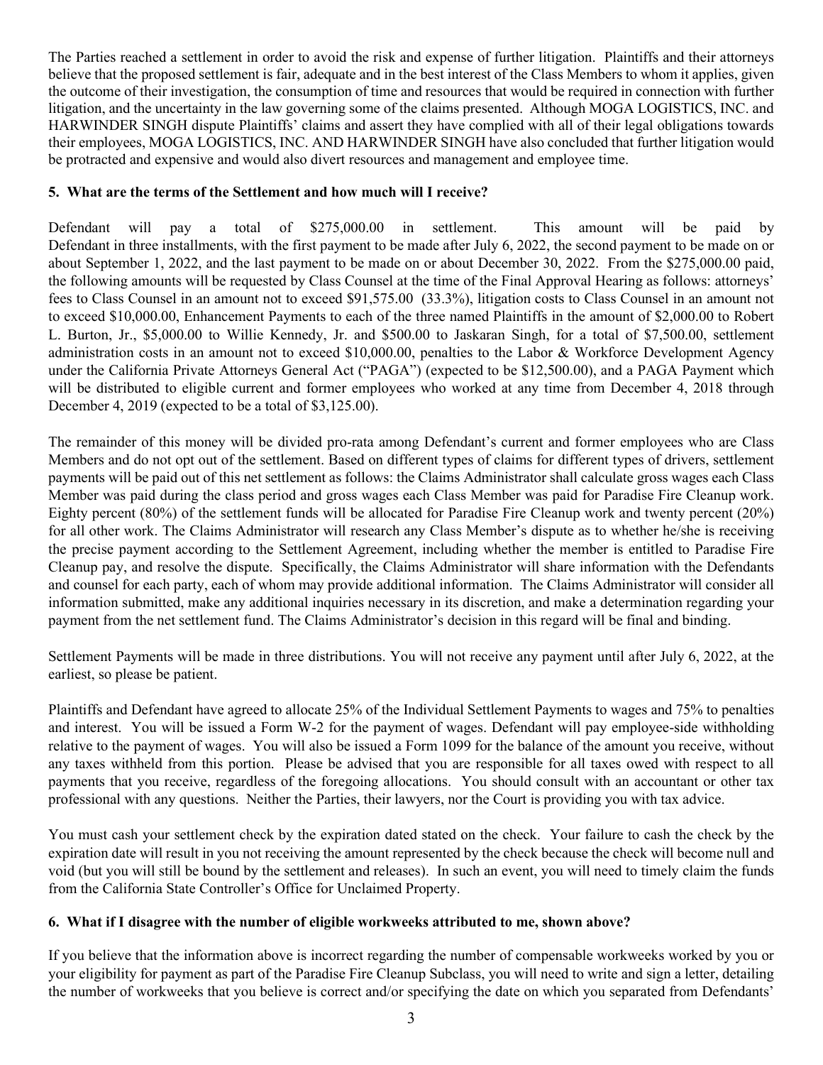The Parties reached a settlement in order to avoid the risk and expense of further litigation. Plaintiffs and their attorneys believe that the proposed settlement is fair, adequate and in the best interest of the Class Members to whom it applies, given the outcome of their investigation, the consumption of time and resources that would be required in connection with further litigation, and the uncertainty in the law governing some of the claims presented. Although MOGA LOGISTICS, INC. and HARWINDER SINGH dispute Plaintiffs' claims and assert they have complied with all of their legal obligations towards their employees, MOGA LOGISTICS, INC. AND HARWINDER SINGH have also concluded that further litigation would be protracted and expensive and would also divert resources and management and employee time.

### 5. What are the terms of the Settlement and how much will I receive?

Defendant will pay a total of $275,000.00 in settlement. This amount will be paid by Defendant in three installments, with the first payment to be made after July 6, 2022, the second payment to be made on or about September 1, 2022, and the last payment to be made on or about December 30, 2022. From the $275,000.00 paid, the following amounts will be requested by Class Counsel at the time of the Final Approval Hearing as follows: attorneys' fees to Class Counsel in an amount not to exceed $91,575.00 (33.3%), litigation costs to Class Counsel in an amount not to exceed $10,000.00, Enhancement Payments to each of the three named Plaintiffs in the amount of $2,000.00 to Robert L. Burton, Jr., $5,000.00 to Willie Kennedy, Jr. and $500.00 to Jaskaran Singh, for a total of $7,500.00, settlement administration costs in an amount not to exceed $10,000.00, penalties to the Labor & Workforce Development Agency under the California Private Attorneys General Act ("PAGA") (expected to be $12,500.00), and a PAGA Payment which will be distributed to eligible current and former employees who worked at any time from December 4, 2018 through December 4, 2019 (expected to be a total of $3,125.00).

The remainder of this money will be divided pro-rata among Defendant's current and former employees who are Class Members and do not opt out of the settlement. Based on different types of claims for different types of drivers, settlement payments will be paid out of this net settlement as follows: the Claims Administrator shall calculate gross wages each Class Member was paid during the class period and gross wages each Class Member was paid for Paradise Fire Cleanup work. Eighty percent (80%) of the settlement funds will be allocated for Paradise Fire Cleanup work and twenty percent (20%) for all other work. The Claims Administrator will research any Class Member's dispute as to whether he/she is receiving the precise payment according to the Settlement Agreement, including whether the member is entitled to Paradise Fire Cleanup pay, and resolve the dispute. Specifically, the Claims Administrator will share information with the Defendants and counsel for each party, each of whom may provide additional information. The Claims Administrator will consider all information submitted, make any additional inquiries necessary in its discretion, and make a determination regarding your payment from the net settlement fund. The Claims Administrator's decision in this regard will be final and binding.

Settlement Payments will be made in three distributions. You will not receive any payment until after July 6, 2022, at the earliest, so please be patient.

Plaintiffs and Defendant have agreed to allocate 25% of the Individual Settlement Payments to wages and 75% to penalties and interest. You will be issued a Form W-2 for the payment of wages. Defendant will pay employee-side withholding relative to the payment of wages. You will also be issued a Form 1099 for the balance of the amount you receive, without any taxes withheld from this portion. Please be advised that you are responsible for all taxes owed with respect to all payments that you receive, regardless of the foregoing allocations. You should consult with an accountant or other tax professional with any questions. Neither the Parties, their lawyers, nor the Court is providing you with tax advice.

You must cash your settlement check by the expiration dated stated on the check. Your failure to cash the check by the expiration date will result in you not receiving the amount represented by the check because the check will become null and void (but you will still be bound by the settlement and releases). In such an event, you will need to timely claim the funds from the California State Controller's Office for Unclaimed Property.

### 6. What if I disagree with the number of eligible workweeks attributed to me, shown above?

If you believe that the information above is incorrect regarding the number of compensable workweeks worked by you or your eligibility for payment as part of the Paradise Fire Cleanup Subclass, you will need to write and sign a letter, detailing the number of workweeks that you believe is correct and/or specifying the date on which you separated from Defendants'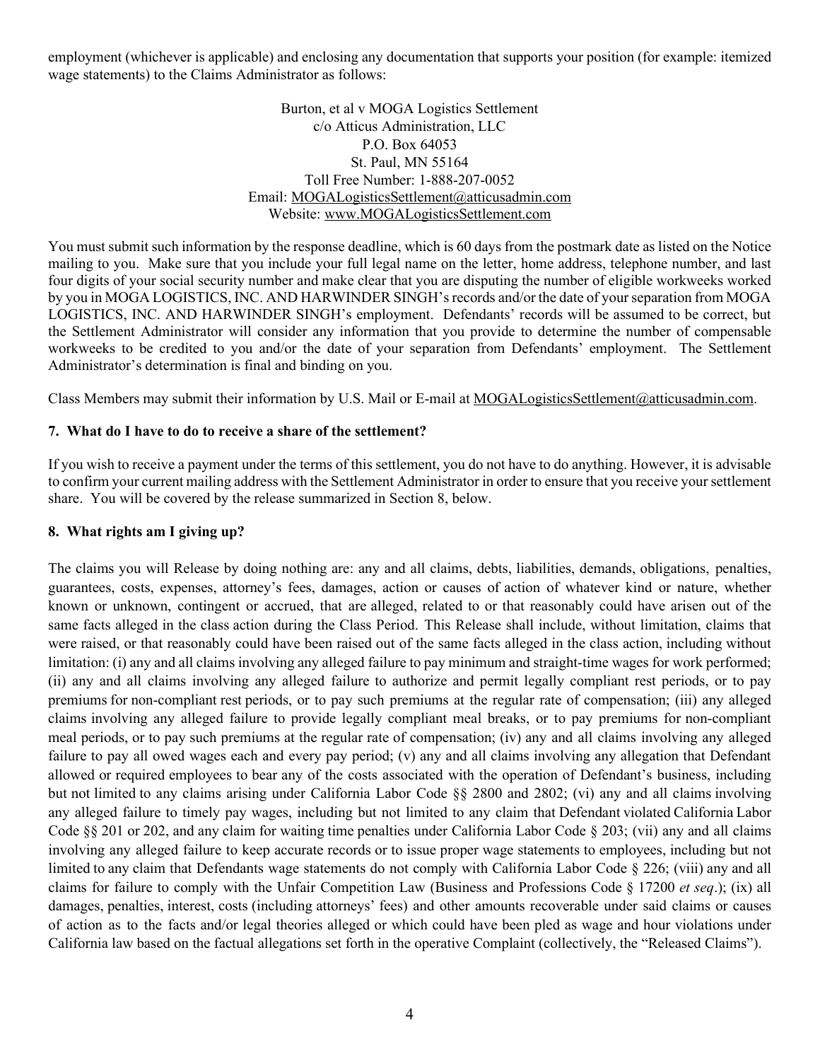employment (whichever is applicable) and enclosing any documentation that supports your position (for example: itemized wage statements) to the Claims Administrator as follows:

Burton, et al v MOGA Logistics Settlement
c/o Atticus Administration, LLC
P.O. Box 64053
St. Paul, MN 55164
Toll Free Number: 1-888-207-0052
Email: MOGALogisticsSettlement@atticusadmin.com
Website: www.MOGALogisticsSettlement.com

You must submit such information by the response deadline, which is 60 days from the postmark date as listed on the Notice mailing to you. Make sure that you include your full legal name on the letter, home address, telephone number, and last four digits of your social security number and make clear that you are disputing the number of eligible workweeks worked by you in MOGA LOGISTICS, INC. AND HARWINDER SINGH's records and/or the date of your separation from MOGA LOGISTICS, INC. AND HARWINDER SINGH's employment. Defendants' records will be assumed to be correct, but the Settlement Administrator will consider any information that you provide to determine the number of compensable workweeks to be credited to you and/or the date of your separation from Defendants' employment. The Settlement Administrator's determination is final and binding on you.

Class Members may submit their information by U.S. Mail or E-mail at MOGALogisticsSettlement@atticusadmin.com.

### 7. What do I have to do to receive a share of the settlement?

If you wish to receive a payment under the terms of this settlement, you do not have to do anything. However, it is advisable to confirm your current mailing address with the Settlement Administrator in order to ensure that you receive your settlement share. You will be covered by the release summarized in Section 8, below.

### 8. What rights am I giving up?

The claims you will Release by doing nothing are: any and all claims, debts, liabilities, demands, obligations, penalties, guarantees, costs, expenses, attorney's fees, damages, action or causes of action of whatever kind or nature, whether known or unknown, contingent or accrued, that are alleged, related to or that reasonably could have arisen out of the same facts alleged in the class action during the Class Period. This Release shall include, without limitation, claims that were raised, or that reasonably could have been raised out of the same facts alleged in the class action, including without limitation: (i) any and all claims involving any alleged failure to pay minimum and straight-time wages for work performed; (ii) any and all claims involving any alleged failure to authorize and permit legally compliant rest periods, or to pay premiums for non-compliant rest periods, or to pay such premiums at the regular rate of compensation; (iii) any alleged claims involving any alleged failure to provide legally compliant meal breaks, or to pay premiums for non-compliant meal periods, or to pay such premiums at the regular rate of compensation; (iv) any and all claims involving any alleged failure to pay all owed wages each and every pay period; (v) any and all claims involving any allegation that Defendant allowed or required employees to bear any of the costs associated with the operation of Defendant's business, including but not limited to any claims arising under California Labor Code §§ 2800 and 2802; (vi) any and all claims involving any alleged failure to timely pay wages, including but not limited to any claim that Defendant violated California Labor Code §§ 201 or 202, and any claim for waiting time penalties under California Labor Code § 203; (vii) any and all claims involving any alleged failure to keep accurate records or to issue proper wage statements to employees, including but not limited to any claim that Defendants wage statements do not comply with California Labor Code § 226; (viii) any and all claims for failure to comply with the Unfair Competition Law (Business and Professions Code § 17200 *et seq*.); (ix) all damages, penalties, interest, costs (including attorneys' fees) and other amounts recoverable under said claims or causes of action as to the facts and/or legal theories alleged or which could have been pled as wage and hour violations under California law based on the factual allegations set forth in the operative Complaint (collectively, the "Released Claims").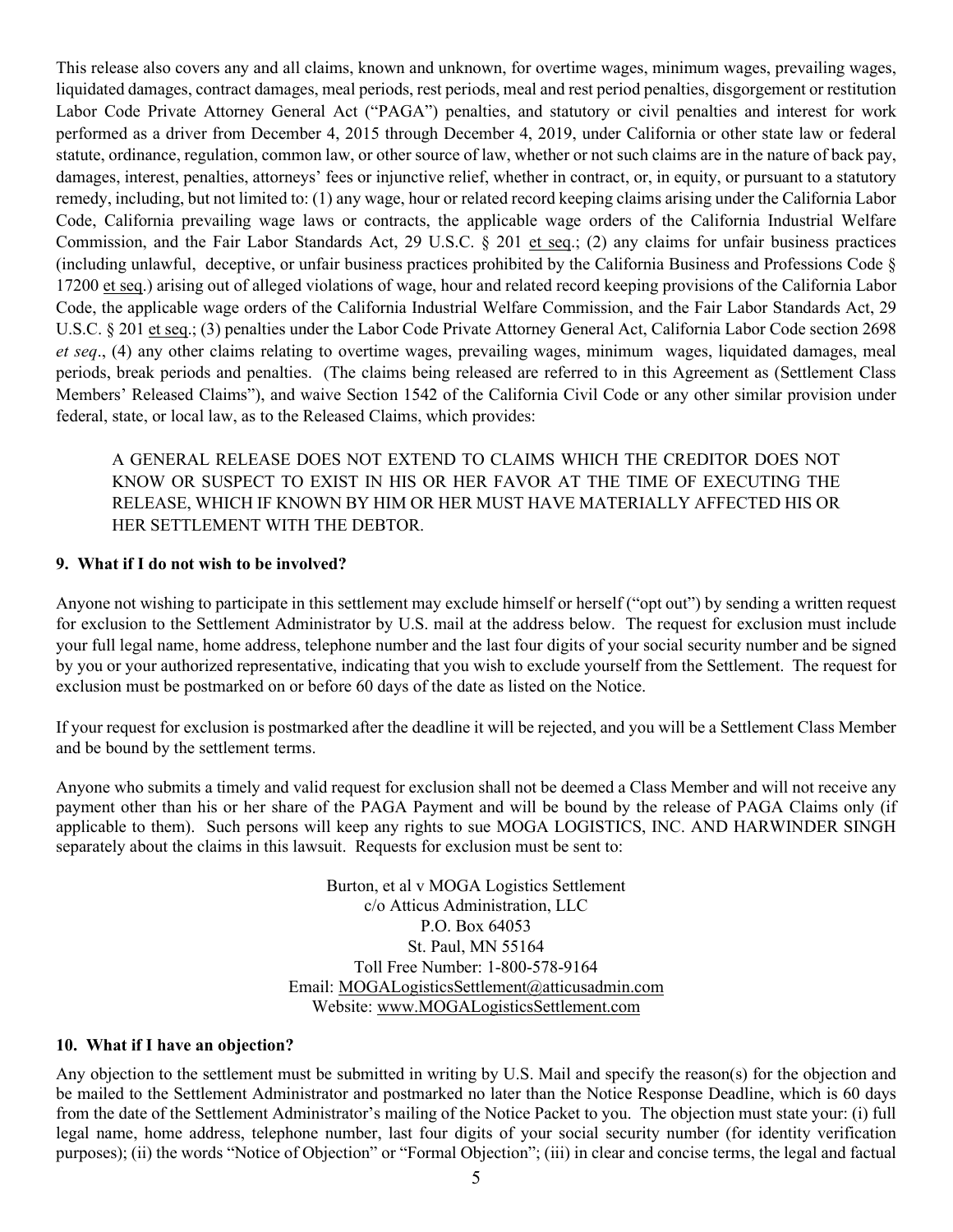This release also covers any and all claims, known and unknown, for overtime wages, minimum wages, prevailing wages, liquidated damages, contract damages, meal periods, rest periods, meal and rest period penalties, disgorgement or restitution Labor Code Private Attorney General Act ("PAGA") penalties, and statutory or civil penalties and interest for work performed as a driver from December 4, 2015 through December 4, 2019, under California or other state law or federal statute, ordinance, regulation, common law, or other source of law, whether or not such claims are in the nature of back pay, damages, interest, penalties, attorneys' fees or injunctive relief, whether in contract, or, in equity, or pursuant to a statutory remedy, including, but not limited to: (1) any wage, hour or related record keeping claims arising under the California Labor Code, California prevailing wage laws or contracts, the applicable wage orders of the California Industrial Welfare Commission, and the Fair Labor Standards Act, 29 U.S.C. § 201 et seq.; (2) any claims for unfair business practices (including unlawful, deceptive, or unfair business practices prohibited by the California Business and Professions Code § 17200 et seq.) arising out of alleged violations of wage, hour and related record keeping provisions of the California Labor Code, the applicable wage orders of the California Industrial Welfare Commission, and the Fair Labor Standards Act, 29 U.S.C. § 201 et seq.; (3) penalties under the Labor Code Private Attorney General Act, California Labor Code section 2698 *et seq*., (4) any other claims relating to overtime wages, prevailing wages, minimum wages, liquidated damages, meal periods, break periods and penalties. (The claims being released are referred to in this Agreement as (Settlement Class Members' Released Claims"), and waive Section 1542 of the California Civil Code or any other similar provision under federal, state, or local law, as to the Released Claims, which provides:

> A GENERAL RELEASE DOES NOT EXTEND TO CLAIMS WHICH THE CREDITOR DOES NOT KNOW OR SUSPECT TO EXIST IN HIS OR HER FAVOR AT THE TIME OF EXECUTING THE RELEASE, WHICH IF KNOWN BY HIM OR HER MUST HAVE MATERIALLY AFFECTED HIS OR HER SETTLEMENT WITH THE DEBTOR.

**9. What if I do not wish to be involved?**

Anyone not wishing to participate in this settlement may exclude himself or herself ("opt out") by sending a written request for exclusion to the Settlement Administrator by U.S. mail at the address below. The request for exclusion must include your full legal name, home address, telephone number and the last four digits of your social security number and be signed by you or your authorized representative, indicating that you wish to exclude yourself from the Settlement. The request for exclusion must be postmarked on or before 60 days of the date as listed on the Notice.

If your request for exclusion is postmarked after the deadline it will be rejected, and you will be a Settlement Class Member and be bound by the settlement terms.

Anyone who submits a timely and valid request for exclusion shall not be deemed a Class Member and will not receive any payment other than his or her share of the PAGA Payment and will be bound by the release of PAGA Claims only (if applicable to them). Such persons will keep any rights to sue MOGA LOGISTICS, INC. AND HARWINDER SINGH separately about the claims in this lawsuit. Requests for exclusion must be sent to:

Burton, et al v MOGA Logistics Settlement
c/o Atticus Administration, LLC
P.O. Box 64053
St. Paul, MN 55164
Toll Free Number: 1-800-578-9164
Email: MOGALogisticsSettlement@atticusadmin.com
Website: www.MOGALogisticsSettlement.com

**10. What if I have an objection?**

Any objection to the settlement must be submitted in writing by U.S. Mail and specify the reason(s) for the objection and be mailed to the Settlement Administrator and postmarked no later than the Notice Response Deadline, which is 60 days from the date of the Settlement Administrator's mailing of the Notice Packet to you. The objection must state your: (i) full legal name, home address, telephone number, last four digits of your social security number (for identity verification purposes); (ii) the words "Notice of Objection" or "Formal Objection"; (iii) in clear and concise terms, the legal and factual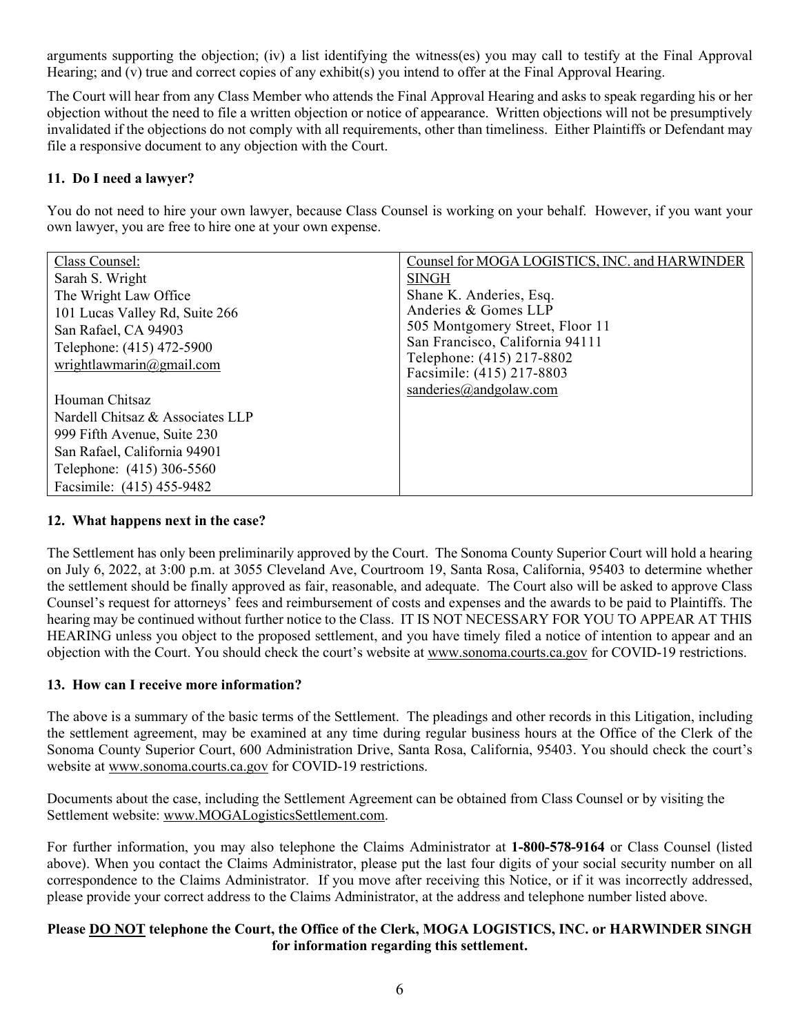arguments supporting the objection; (iv) a list identifying the witness(es) you may call to testify at the Final Approval Hearing; and (v) true and correct copies of any exhibit(s) you intend to offer at the Final Approval Hearing.

The Court will hear from any Class Member who attends the Final Approval Hearing and asks to speak regarding his or her objection without the need to file a written objection or notice of appearance. Written objections will not be presumptively invalidated if the objections do not comply with all requirements, other than timeliness. Either Plaintiffs or Defendant may file a responsive document to any objection with the Court.

### 11. Do I need a lawyer?

You do not need to hire your own lawyer, because Class Counsel is working on your behalf. However, if you want your own lawyer, you are free to hire one at your own expense.

| Class Counsel: | Counsel for MOGA LOGISTICS, INC. and HARWINDER SINGH |
|---|---|
| Sarah S. Wright<br>The Wright Law Office<br>101 Lucas Valley Rd, Suite 266<br>San Rafael, CA 94903<br>Telephone: (415) 472-5900<br>wrightlawmarin@gmail.com<br><br>Houman Chitsaz<br>Nardell Chitsaz & Associates LLP<br>999 Fifth Avenue, Suite 230<br>San Rafael, California 94901<br>Telephone: (415) 306-5560<br>Facsimile: (415) 455-9482 | Shane K. Anderies, Esq.<br>Anderies & Gomes LLP<br>505 Montgomery Street, Floor 11<br>San Francisco, California 94111<br>Telephone: (415) 217-8802<br>Facsimile: (415) 217-8803<br>sanderies@andgolaw.com |

### 12. What happens next in the case?

The Settlement has only been preliminarily approved by the Court. The Sonoma County Superior Court will hold a hearing on July 6, 2022, at 3:00 p.m. at 3055 Cleveland Ave, Courtroom 19, Santa Rosa, California, 95403 to determine whether the settlement should be finally approved as fair, reasonable, and adequate. The Court also will be asked to approve Class Counsel's request for attorneys' fees and reimbursement of costs and expenses and the awards to be paid to Plaintiffs. The hearing may be continued without further notice to the Class. IT IS NOT NECESSARY FOR YOU TO APPEAR AT THIS HEARING unless you object to the proposed settlement, and you have timely filed a notice of intention to appear and an objection with the Court. You should check the court's website at www.sonoma.courts.ca.gov for COVID-19 restrictions.

### 13. How can I receive more information?

The above is a summary of the basic terms of the Settlement. The pleadings and other records in this Litigation, including the settlement agreement, may be examined at any time during regular business hours at the Office of the Clerk of the Sonoma County Superior Court, 600 Administration Drive, Santa Rosa, California, 95403. You should check the court's website at www.sonoma.courts.ca.gov for COVID-19 restrictions.

Documents about the case, including the Settlement Agreement can be obtained from Class Counsel or by visiting the Settlement website: www.MOGALogisticsSettlement.com.

For further information, you may also telephone the Claims Administrator at **1-800-578-9164** or Class Counsel (listed above). When you contact the Claims Administrator, please put the last four digits of your social security number on all correspondence to the Claims Administrator. If you move after receiving this Notice, or if it was incorrectly addressed, please provide your correct address to the Claims Administrator, at the address and telephone number listed above.

**Please DO NOT telephone the Court, the Office of the Clerk, MOGA LOGISTICS, INC. or HARWINDER SINGH for information regarding this settlement.**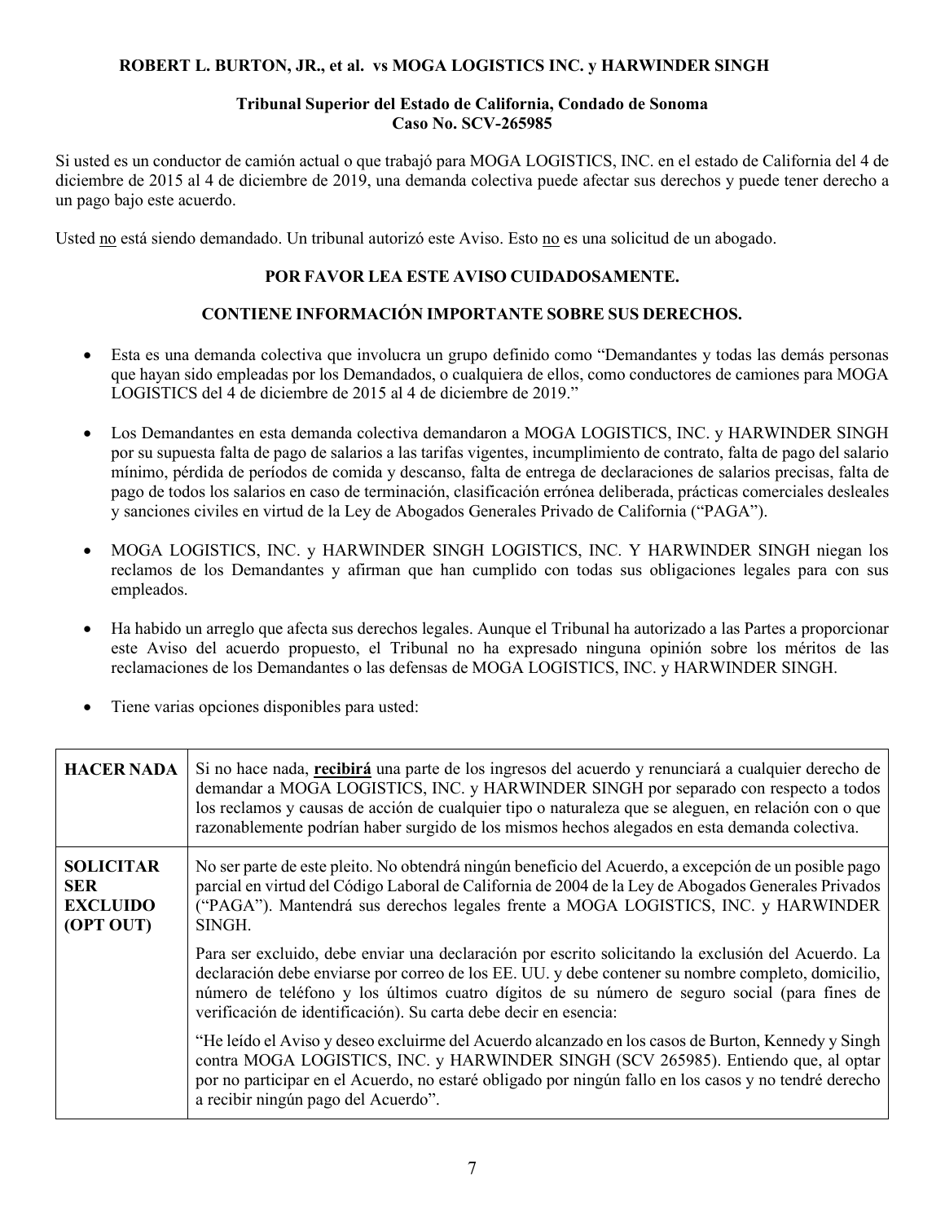**ROBERT L. BURTON, JR., et al. vs MOGA LOGISTICS INC. y HARWINDER SINGH**

**Tribunal Superior del Estado de California, Condado de Sonoma**
**Caso No. SCV-265985**

Si usted es un conductor de camión actual o que trabajó para MOGA LOGISTICS, INC. en el estado de California del 4 de diciembre de 2015 al 4 de diciembre de 2019, una demanda colectiva puede afectar sus derechos y puede tener derecho a un pago bajo este acuerdo.

Usted no está siendo demandado. Un tribunal autorizó este Aviso. Esto no es una solicitud de un abogado.

**POR FAVOR LEA ESTE AVISO CUIDADOSAMENTE.**

**CONTIENE INFORMACIÓN IMPORTANTE SOBRE SUS DERECHOS.**

- Esta es una demanda colectiva que involucra un grupo definido como "Demandantes y todas las demás personas que hayan sido empleadas por los Demandados, o cualquiera de ellos, como conductores de camiones para MOGA LOGISTICS del 4 de diciembre de 2015 al 4 de diciembre de 2019."
- Los Demandantes en esta demanda colectiva demandaron a MOGA LOGISTICS, INC. y HARWINDER SINGH por su supuesta falta de pago de salarios a las tarifas vigentes, incumplimiento de contrato, falta de pago del salario mínimo, pérdida de períodos de comida y descanso, falta de entrega de declaraciones de salarios precisas, falta de pago de todos los salarios en caso de terminación, clasificación errónea deliberada, prácticas comerciales desleales y sanciones civiles en virtud de la Ley de Abogados Generales Privado de California ("PAGA").
- MOGA LOGISTICS, INC. y HARWINDER SINGH LOGISTICS, INC. Y HARWINDER SINGH niegan los reclamos de los Demandantes y afirman que han cumplido con todas sus obligaciones legales para con sus empleados.
- Ha habido un arreglo que afecta sus derechos legales. Aunque el Tribunal ha autorizado a las Partes a proporcionar este Aviso del acuerdo propuesto, el Tribunal no ha expresado ninguna opinión sobre los méritos de las reclamaciones de los Demandantes o las defensas de MOGA LOGISTICS, INC. y HARWINDER SINGH.
- Tiene varias opciones disponibles para usted:

| | |
|---|---|
| **HACER NADA** | Si no hace nada, **recibirá** una parte de los ingresos del acuerdo y renunciará a cualquier derecho de demandar a MOGA LOGISTICS, INC. y HARWINDER SINGH por separado con respecto a todos los reclamos y causas de acción de cualquier tipo o naturaleza que se aleguen, en relación con o que razonablemente podrían haber surgido de los mismos hechos alegados en esta demanda colectiva. |
| **SOLICITAR SER EXCLUIDO (OPT OUT)** | No ser parte de este pleito. No obtendrá ningún beneficio del Acuerdo, a excepción de un posible pago parcial en virtud del Código Laboral de California de 2004 de la Ley de Abogados Generales Privados ("PAGA"). Mantendrá sus derechos legales frente a MOGA LOGISTICS, INC. y HARWINDER SINGH. <br><br> Para ser excluido, debe enviar una declaración por escrito solicitando la exclusión del Acuerdo. La declaración debe enviarse por correo de los EE. UU. y debe contener su nombre completo, domicilio, número de teléfono y los últimos cuatro dígitos de su número de seguro social (para fines de verificación de identificación). Su carta debe decir en esencia: <br><br> "He leído el Aviso y deseo excluirme del Acuerdo alcanzado en los casos de Burton, Kennedy y Singh contra MOGA LOGISTICS, INC. y HARWINDER SINGH (SCV 265985). Entiendo que, al optar por no participar en el Acuerdo, no estaré obligado por ningún fallo en los casos y no tendré derecho a recibir ningún pago del Acuerdo". |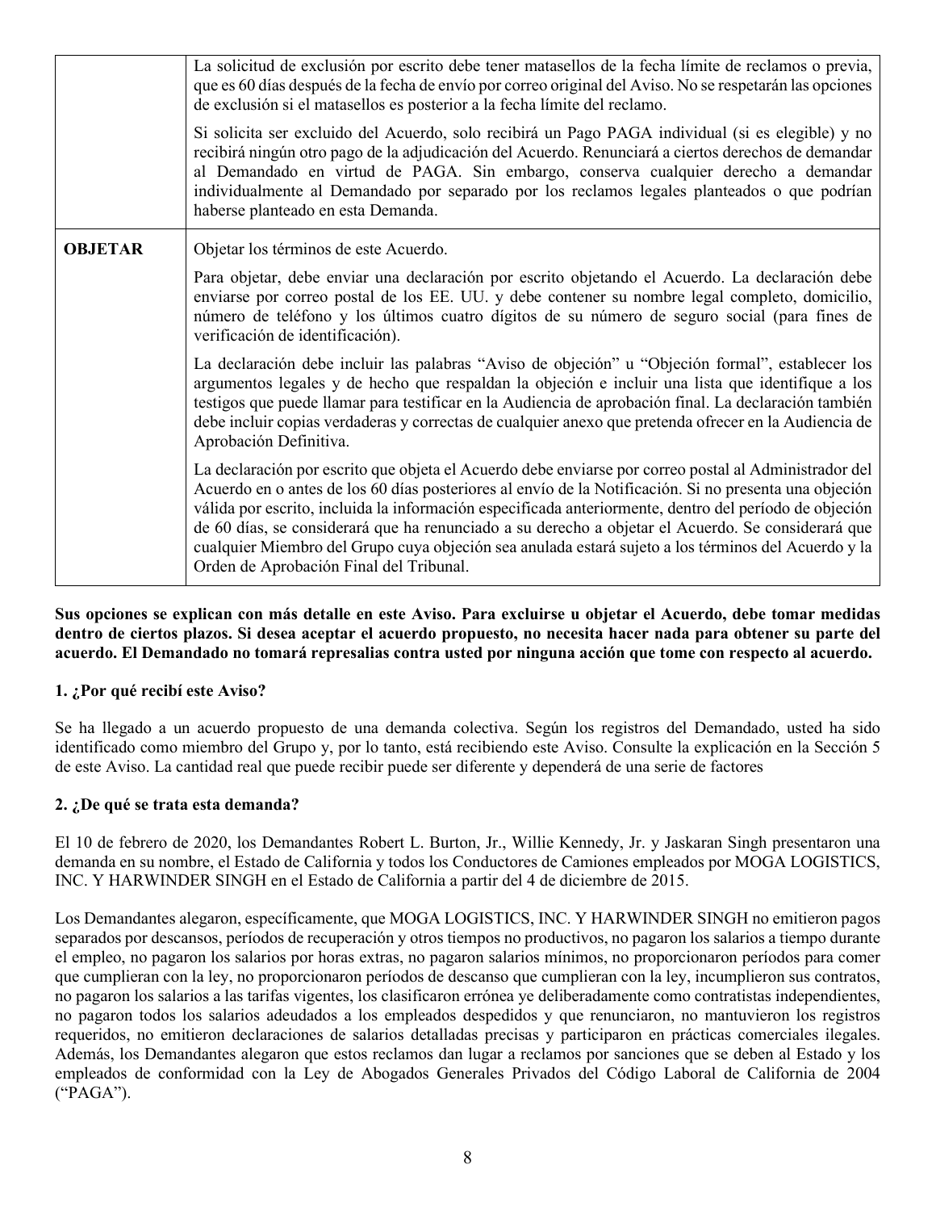| | |
|---|---|
| | La solicitud de exclusión por escrito debe tener matasellos de la fecha límite de reclamos o previa, que es 60 días después de la fecha de envío por correo original del Aviso. No se respetarán las opciones de exclusión si el matasellos es posterior a la fecha límite del reclamo.<br><br>Si solicita ser excluido del Acuerdo, solo recibirá un Pago PAGA individual (si es elegible) y no recibirá ningún otro pago de la adjudicación del Acuerdo. Renunciará a ciertos derechos de demandar al Demandado en virtud de PAGA. Sin embargo, conserva cualquier derecho a demandar individualmente al Demandado por separado por los reclamos legales planteados o que podrían haberse planteado en esta Demanda. |
| **OBJETAR** | Objetar los términos de este Acuerdo.<br><br>Para objetar, debe enviar una declaración por escrito objetando el Acuerdo. La declaración debe enviarse por correo postal de los EE. UU. y debe contener su nombre legal completo, domicilio, número de teléfono y los últimos cuatro dígitos de su número de seguro social (para fines de verificación de identificación).<br><br>La declaración debe incluir las palabras "Aviso de objeción" u "Objeción formal", establecer los argumentos legales y de hecho que respaldan la objeción e incluir una lista que identifique a los testigos que puede llamar para testificar en la Audiencia de aprobación final. La declaración también debe incluir copias verdaderas y correctas de cualquier anexo que pretenda ofrecer en la Audiencia de Aprobación Definitiva.<br><br>La declaración por escrito que objeta el Acuerdo debe enviarse por correo postal al Administrador del Acuerdo en o antes de los 60 días posteriores al envío de la Notificación. Si no presenta una objeción válida por escrito, incluida la información especificada anteriormente, dentro del período de objeción de 60 días, se considerará que ha renunciado a su derecho a objetar el Acuerdo. Se considerará que cualquier Miembro del Grupo cuya objeción sea anulada estará sujeto a los términos del Acuerdo y la Orden de Aprobación Final del Tribunal. |

**Sus opciones se explican con más detalle en este Aviso. Para excluirse u objetar el Acuerdo, debe tomar medidas dentro de ciertos plazos. Si desea aceptar el acuerdo propuesto, no necesita hacer nada para obtener su parte del acuerdo. El Demandado no tomará represalias contra usted por ninguna acción que tome con respecto al acuerdo.**

**1. ¿Por qué recibí este Aviso?**

Se ha llegado a un acuerdo propuesto de una demanda colectiva. Según los registros del Demandado, usted ha sido identificado como miembro del Grupo y, por lo tanto, está recibiendo este Aviso. Consulte la explicación en la Sección 5 de este Aviso. La cantidad real que puede recibir puede ser diferente y dependerá de una serie de factores

**2. ¿De qué se trata esta demanda?**

El 10 de febrero de 2020, los Demandantes Robert L. Burton, Jr., Willie Kennedy, Jr. y Jaskaran Singh presentaron una demanda en su nombre, el Estado de California y todos los Conductores de Camiones empleados por MOGA LOGISTICS, INC. Y HARWINDER SINGH en el Estado de California a partir del 4 de diciembre de 2015.

Los Demandantes alegaron, específicamente, que MOGA LOGISTICS, INC. Y HARWINDER SINGH no emitieron pagos separados por descansos, períodos de recuperación y otros tiempos no productivos, no pagaron los salarios a tiempo durante el empleo, no pagaron los salarios por horas extras, no pagaron salarios mínimos, no proporcionaron períodos para comer que cumplieran con la ley, no proporcionaron períodos de descanso que cumplieran con la ley, incumplieron sus contratos, no pagaron los salarios a las tarifas vigentes, los clasificaron errónea ye deliberadamente como contratistas independientes, no pagaron todos los salarios adeudados a los empleados despedidos y que renunciaron, no mantuvieron los registros requeridos, no emitieron declaraciones de salarios detalladas precisas y participaron en prácticas comerciales ilegales. Además, los Demandantes alegaron que estos reclamos dan lugar a reclamos por sanciones que se deben al Estado y los empleados de conformidad con la Ley de Abogados Generales Privados del Código Laboral de California de 2004 ("PAGA").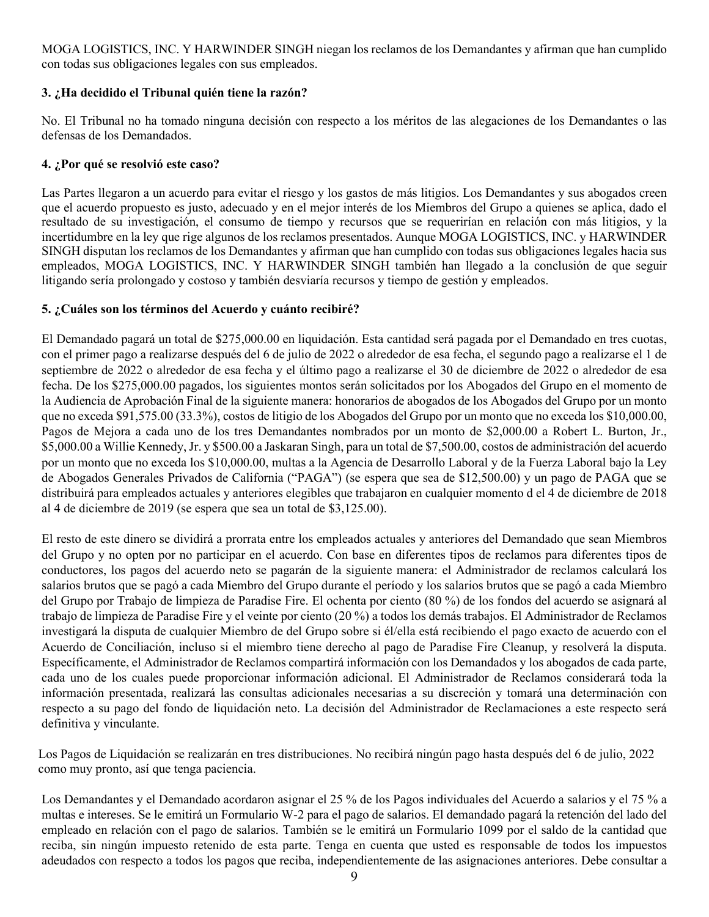MOGA LOGISTICS, INC. Y HARWINDER SINGH niegan los reclamos de los Demandantes y afirman que han cumplido con todas sus obligaciones legales con sus empleados.

### 3. ¿Ha decidido el Tribunal quién tiene la razón?

No. El Tribunal no ha tomado ninguna decisión con respecto a los méritos de las alegaciones de los Demandantes o las defensas de los Demandados.

### 4. ¿Por qué se resolvió este caso?

Las Partes llegaron a un acuerdo para evitar el riesgo y los gastos de más litigios. Los Demandantes y sus abogados creen que el acuerdo propuesto es justo, adecuado y en el mejor interés de los Miembros del Grupo a quienes se aplica, dado el resultado de su investigación, el consumo de tiempo y recursos que se requerirían en relación con más litigios, y la incertidumbre en la ley que rige algunos de los reclamos presentados. Aunque MOGA LOGISTICS, INC. y HARWINDER SINGH disputan los reclamos de los Demandantes y afirman que han cumplido con todas sus obligaciones legales hacia sus empleados, MOGA LOGISTICS, INC. Y HARWINDER SINGH también han llegado a la conclusión de que seguir litigando sería prolongado y costoso y también desviaría recursos y tiempo de gestión y empleados.

### 5. ¿Cuáles son los términos del Acuerdo y cuánto recibiré?

El Demandado pagará un total de $275,000.00 en liquidación. Esta cantidad será pagada por el Demandado en tres cuotas, con el primer pago a realizarse después del 6 de julio de 2022 o alrededor de esa fecha, el segundo pago a realizarse el 1 de septiembre de 2022 o alrededor de esa fecha y el último pago a realizarse el 30 de diciembre de 2022 o alrededor de esa fecha. De los $275,000.00 pagados, los siguientes montos serán solicitados por los Abogados del Grupo en el momento de la Audiencia de Aprobación Final de la siguiente manera: honorarios de abogados de los Abogados del Grupo por un monto que no exceda $91,575.00 (33.3%), costos de litigio de los Abogados del Grupo por un monto que no exceda los $10,000.00, Pagos de Mejora a cada uno de los tres Demandantes nombrados por un monto de $2,000.00 a Robert L. Burton, Jr., $5,000.00 a Willie Kennedy, Jr. y $500.00 a Jaskaran Singh, para un total de $7,500.00, costos de administración del acuerdo por un monto que no exceda los $10,000.00, multas a la Agencia de Desarrollo Laboral y de la Fuerza Laboral bajo la Ley de Abogados Generales Privados de California ("PAGA") (se espera que sea de $12,500.00) y un pago de PAGA que se distribuirá para empleados actuales y anteriores elegibles que trabajaron en cualquier momento d el 4 de diciembre de 2018 al 4 de diciembre de 2019 (se espera que sea un total de $3,125.00).

El resto de este dinero se dividirá a prorrata entre los empleados actuales y anteriores del Demandado que sean Miembros del Grupo y no opten por no participar en el acuerdo. Con base en diferentes tipos de reclamos para diferentes tipos de conductores, los pagos del acuerdo neto se pagarán de la siguiente manera: el Administrador de reclamos calculará los salarios brutos que se pagó a cada Miembro del Grupo durante el período y los salarios brutos que se pagó a cada Miembro del Grupo por Trabajo de limpieza de Paradise Fire. El ochenta por ciento (80 %) de los fondos del acuerdo se asignará al trabajo de limpieza de Paradise Fire y el veinte por ciento (20 %) a todos los demás trabajos. El Administrador de Reclamos investigará la disputa de cualquier Miembro de del Grupo sobre si él/ella está recibiendo el pago exacto de acuerdo con el Acuerdo de Conciliación, incluso si el miembro tiene derecho al pago de Paradise Fire Cleanup, y resolverá la disputa. Específicamente, el Administrador de Reclamos compartirá información con los Demandados y los abogados de cada parte, cada uno de los cuales puede proporcionar información adicional. El Administrador de Reclamos considerará toda la información presentada, realizará las consultas adicionales necesarias a su discreción y tomará una determinación con respecto a su pago del fondo de liquidación neto. La decisión del Administrador de Reclamaciones a este respecto será definitiva y vinculante.

Los Pagos de Liquidación se realizarán en tres distribuciones. No recibirá ningún pago hasta después del 6 de julio, 2022 como muy pronto, así que tenga paciencia.

Los Demandantes y el Demandado acordaron asignar el 25 % de los Pagos individuales del Acuerdo a salarios y el 75 % a multas e intereses. Se le emitirá un Formulario W-2 para el pago de salarios. El demandado pagará la retención del lado del empleado en relación con el pago de salarios. También se le emitirá un Formulario 1099 por el saldo de la cantidad que reciba, sin ningún impuesto retenido de esta parte. Tenga en cuenta que usted es responsable de todos los impuestos adeudados con respecto a todos los pagos que reciba, independientemente de las asignaciones anteriores. Debe consultar a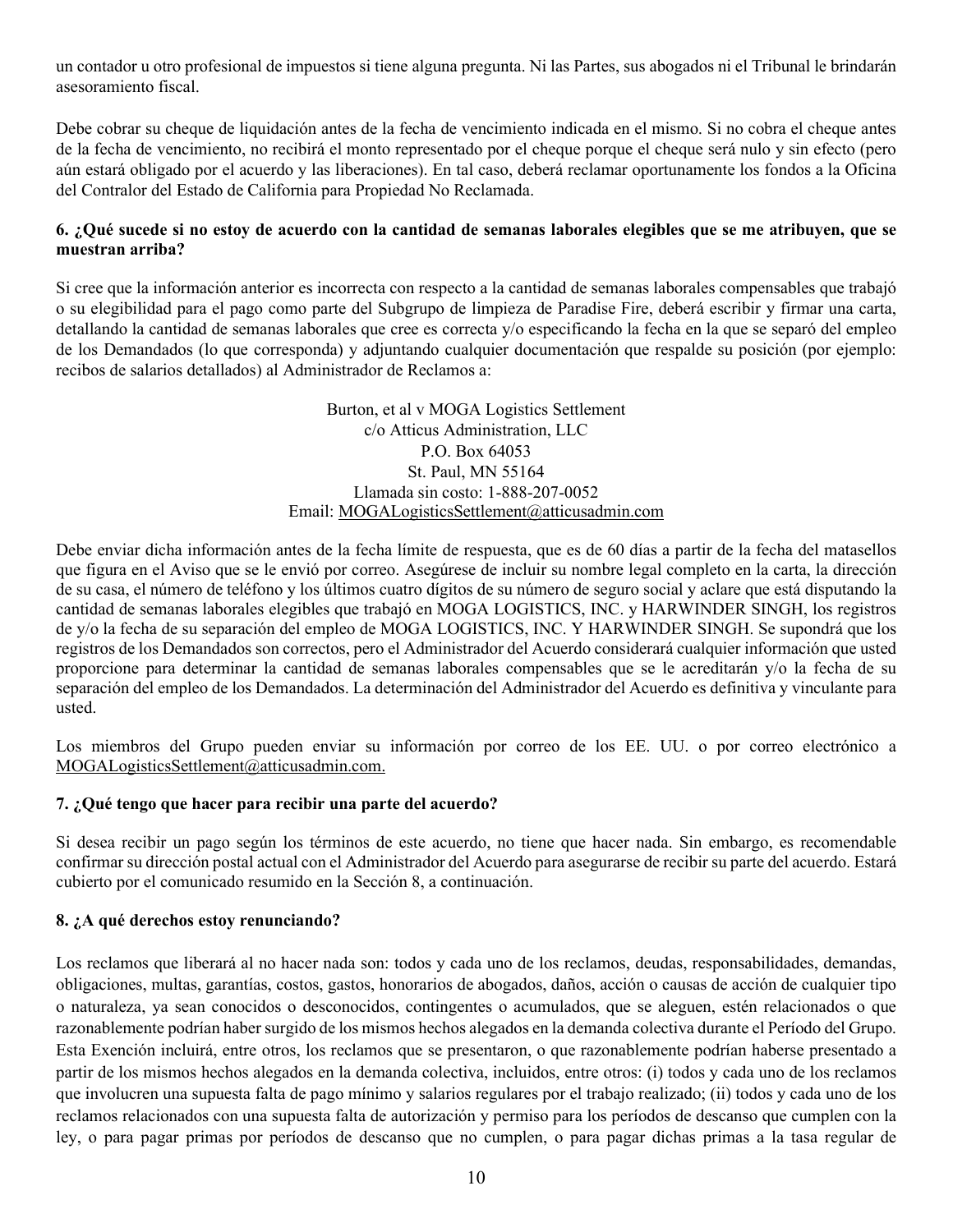un contador u otro profesional de impuestos si tiene alguna pregunta. Ni las Partes, sus abogados ni el Tribunal le brindarán asesoramiento fiscal.

Debe cobrar su cheque de liquidación antes de la fecha de vencimiento indicada en el mismo. Si no cobra el cheque antes de la fecha de vencimiento, no recibirá el monto representado por el cheque porque el cheque será nulo y sin efecto (pero aún estará obligado por el acuerdo y las liberaciones). En tal caso, deberá reclamar oportunamente los fondos a la Oficina del Contralor del Estado de California para Propiedad No Reclamada.

**6. ¿Qué sucede si no estoy de acuerdo con la cantidad de semanas laborales elegibles que se me atribuyen, que se muestran arriba?**

Si cree que la información anterior es incorrecta con respecto a la cantidad de semanas laborales compensables que trabajó o su elegibilidad para el pago como parte del Subgrupo de limpieza de Paradise Fire, deberá escribir y firmar una carta, detallando la cantidad de semanas laborales que cree es correcta y/o especificando la fecha en la que se separó del empleo de los Demandados (lo que corresponda) y adjuntando cualquier documentación que respalde su posición (por ejemplo: recibos de salarios detallados) al Administrador de Reclamos a:

Burton, et al v MOGA Logistics Settlement
c/o Atticus Administration, LLC
P.O. Box 64053
St. Paul, MN 55164
Llamada sin costo: 1-888-207-0052
Email: MOGALogisticsSettlement@atticusadmin.com

Debe enviar dicha información antes de la fecha límite de respuesta, que es de 60 días a partir de la fecha del matasellos que figura en el Aviso que se le envió por correo. Asegúrese de incluir su nombre legal completo en la carta, la dirección de su casa, el número de teléfono y los últimos cuatro dígitos de su número de seguro social y aclare que está disputando la cantidad de semanas laborales elegibles que trabajó en MOGA LOGISTICS, INC. y HARWINDER SINGH, los registros de y/o la fecha de su separación del empleo de MOGA LOGISTICS, INC. Y HARWINDER SINGH. Se supondrá que los registros de los Demandados son correctos, pero el Administrador del Acuerdo considerará cualquier información que usted proporcione para determinar la cantidad de semanas laborales compensables que se le acreditarán y/o la fecha de su separación del empleo de los Demandados. La determinación del Administrador del Acuerdo es definitiva y vinculante para usted.

Los miembros del Grupo pueden enviar su información por correo de los EE. UU. o por correo electrónico a MOGALogisticsSettlement@atticusadmin.com.

**7. ¿Qué tengo que hacer para recibir una parte del acuerdo?**

Si desea recibir un pago según los términos de este acuerdo, no tiene que hacer nada. Sin embargo, es recomendable confirmar su dirección postal actual con el Administrador del Acuerdo para asegurarse de recibir su parte del acuerdo. Estará cubierto por el comunicado resumido en la Sección 8, a continuación.

**8. ¿A qué derechos estoy renunciando?**

Los reclamos que liberará al no hacer nada son: todos y cada uno de los reclamos, deudas, responsabilidades, demandas, obligaciones, multas, garantías, costos, gastos, honorarios de abogados, daños, acción o causas de acción de cualquier tipo o naturaleza, ya sean conocidos o desconocidos, contingentes o acumulados, que se aleguen, estén relacionados o que razonablemente podrían haber surgido de los mismos hechos alegados en la demanda colectiva durante el Período del Grupo. Esta Exención incluirá, entre otros, los reclamos que se presentaron, o que razonablemente podrían haberse presentado a partir de los mismos hechos alegados en la demanda colectiva, incluidos, entre otros: (i) todos y cada uno de los reclamos que involucren una supuesta falta de pago mínimo y salarios regulares por el trabajo realizado; (ii) todos y cada uno de los reclamos relacionados con una supuesta falta de autorización y permiso para los períodos de descanso que cumplen con la ley, o para pagar primas por períodos de descanso que no cumplen, o para pagar dichas primas a la tasa regular de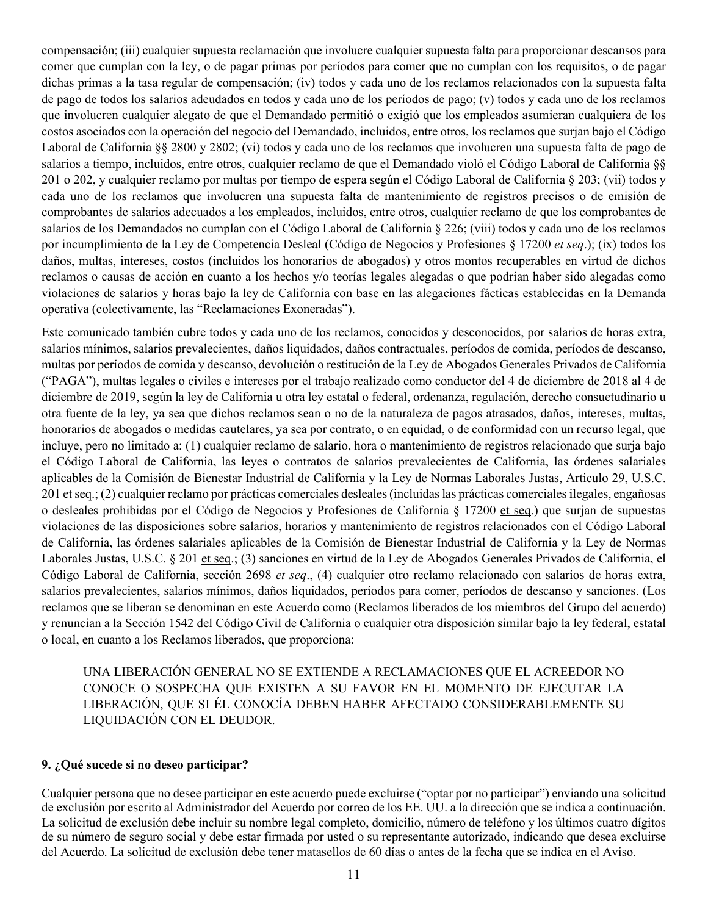compensación; (iii) cualquier supuesta reclamación que involucre cualquier supuesta falta para proporcionar descansos para comer que cumplan con la ley, o de pagar primas por períodos para comer que no cumplan con los requisitos, o de pagar dichas primas a la tasa regular de compensación; (iv) todos y cada uno de los reclamos relacionados con la supuesta falta de pago de todos los salarios adeudados en todos y cada uno de los períodos de pago; (v) todos y cada uno de los reclamos que involucren cualquier alegato de que el Demandado permitió o exigió que los empleados asumieran cualquiera de los costos asociados con la operación del negocio del Demandado, incluidos, entre otros, los reclamos que surjan bajo el Código Laboral de California §§ 2800 y 2802; (vi) todos y cada uno de los reclamos que involucren una supuesta falta de pago de salarios a tiempo, incluidos, entre otros, cualquier reclamo de que el Demandado violó el Código Laboral de California §§ 201 o 202, y cualquier reclamo por multas por tiempo de espera según el Código Laboral de California § 203; (vii) todos y cada uno de los reclamos que involucren una supuesta falta de mantenimiento de registros precisos o de emisión de comprobantes de salarios adecuados a los empleados, incluidos, entre otros, cualquier reclamo de que los comprobantes de salarios de los Demandados no cumplan con el Código Laboral de California § 226; (viii) todos y cada uno de los reclamos por incumplimiento de la Ley de Competencia Desleal (Código de Negocios y Profesiones § 17200 *et seq*.); (ix) todos los daños, multas, intereses, costos (incluidos los honorarios de abogados) y otros montos recuperables en virtud de dichos reclamos o causas de acción en cuanto a los hechos y/o teorías legales alegadas o que podrían haber sido alegadas como violaciones de salarios y horas bajo la ley de California con base en las alegaciones fácticas establecidas en la Demanda operativa (colectivamente, las "Reclamaciones Exoneradas").

Este comunicado también cubre todos y cada uno de los reclamos, conocidos y desconocidos, por salarios de horas extra, salarios mínimos, salarios prevalecientes, daños liquidados, daños contractuales, períodos de comida, períodos de descanso, multas por períodos de comida y descanso, devolución o restitución de la Ley de Abogados Generales Privados de California ("PAGA"), multas legales o civiles e intereses por el trabajo realizado como conductor del 4 de diciembre de 2018 al 4 de diciembre de 2019, según la ley de California u otra ley estatal o federal, ordenanza, regulación, derecho consuetudinario u otra fuente de la ley, ya sea que dichos reclamos sean o no de la naturaleza de pagos atrasados, daños, intereses, multas, honorarios de abogados o medidas cautelares, ya sea por contrato, o en equidad, o de conformidad con un recurso legal, que incluye, pero no limitado a: (1) cualquier reclamo de salario, hora o mantenimiento de registros relacionado que surja bajo el Código Laboral de California, las leyes o contratos de salarios prevalecientes de California, las órdenes salariales aplicables de la Comisión de Bienestar Industrial de California y la Ley de Normas Laborales Justas, Articulo 29, U.S.C. 201 et seq.; (2) cualquier reclamo por prácticas comerciales desleales (incluidas las prácticas comerciales ilegales, engañosas o desleales prohibidas por el Código de Negocios y Profesiones de California § 17200 et seq.) que surjan de supuestas violaciones de las disposiciones sobre salarios, horarios y mantenimiento de registros relacionados con el Código Laboral de California, las órdenes salariales aplicables de la Comisión de Bienestar Industrial de California y la Ley de Normas Laborales Justas, U.S.C. § 201 et seq.; (3) sanciones en virtud de la Ley de Abogados Generales Privados de California, el Código Laboral de California, sección 2698 *et seq*., (4) cualquier otro reclamo relacionado con salarios de horas extra, salarios prevalecientes, salarios mínimos, daños liquidados, períodos para comer, períodos de descanso y sanciones. (Los reclamos que se liberan se denominan en este Acuerdo como (Reclamos liberados de los miembros del Grupo del acuerdo) y renuncian a la Sección 1542 del Código Civil de California o cualquier otra disposición similar bajo la ley federal, estatal o local, en cuanto a los Reclamos liberados, que proporciona:

> UNA LIBERACIÓN GENERAL NO SE EXTIENDE A RECLAMACIONES QUE EL ACREEDOR NO CONOCE O SOSPECHA QUE EXISTEN A SU FAVOR EN EL MOMENTO DE EJECUTAR LA LIBERACIÓN, QUE SI ÉL CONOCÍA DEBEN HABER AFECTADO CONSIDERABLEMENTE SU LIQUIDACIÓN CON EL DEUDOR.

**9. ¿Qué sucede si no deseo participar?**

Cualquier persona que no desee participar en este acuerdo puede excluirse ("optar por no participar") enviando una solicitud de exclusión por escrito al Administrador del Acuerdo por correo de los EE. UU. a la dirección que se indica a continuación. La solicitud de exclusión debe incluir su nombre legal completo, domicilio, número de teléfono y los últimos cuatro dígitos de su número de seguro social y debe estar firmada por usted o su representante autorizado, indicando que desea excluirse del Acuerdo. La solicitud de exclusión debe tener matasellos de 60 días o antes de la fecha que se indica en el Aviso.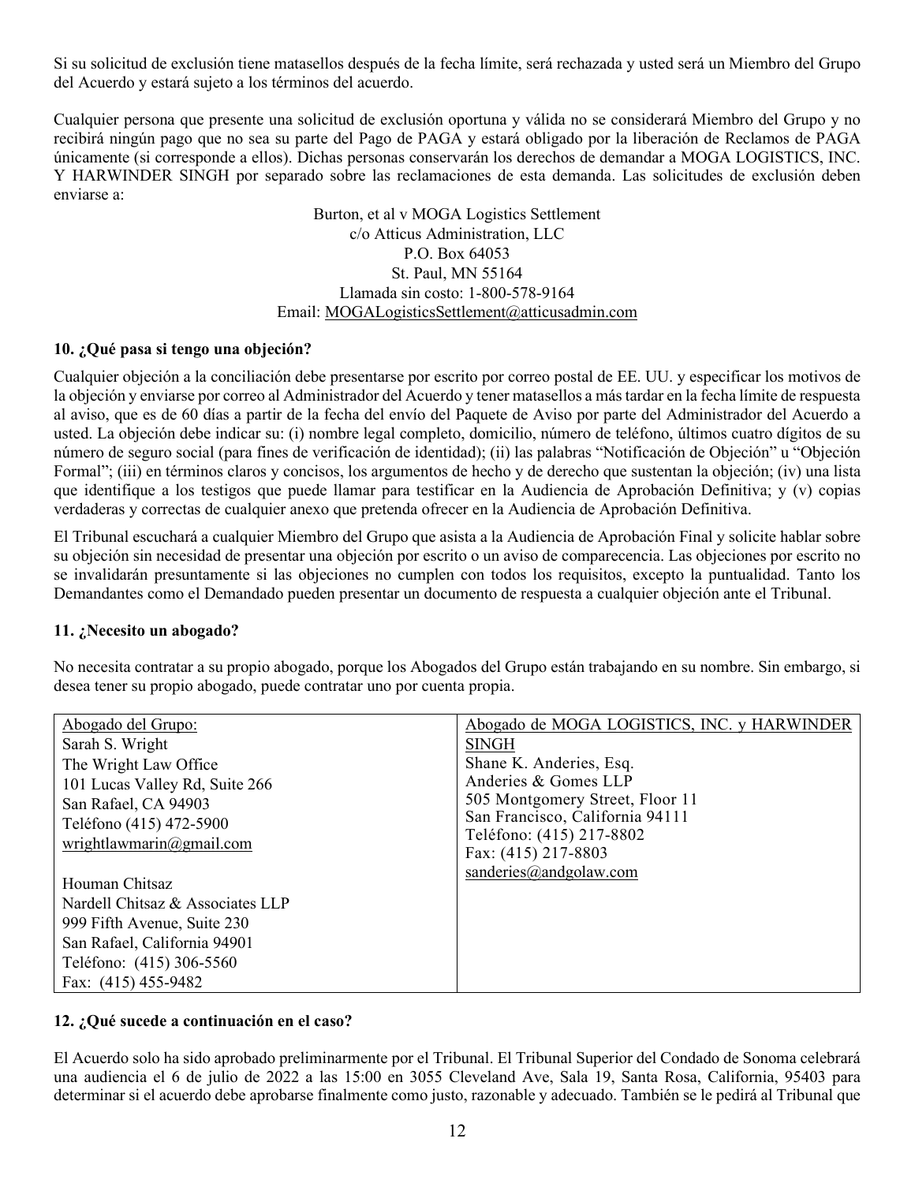Si su solicitud de exclusión tiene matasellos después de la fecha límite, será rechazada y usted será un Miembro del Grupo del Acuerdo y estará sujeto a los términos del acuerdo.

Cualquier persona que presente una solicitud de exclusión oportuna y válida no se considerará Miembro del Grupo y no recibirá ningún pago que no sea su parte del Pago de PAGA y estará obligado por la liberación de Reclamos de PAGA únicamente (si corresponde a ellos). Dichas personas conservarán los derechos de demandar a MOGA LOGISTICS, INC. Y HARWINDER SINGH por separado sobre las reclamaciones de esta demanda. Las solicitudes de exclusión deben enviarse a:

Burton, et al v MOGA Logistics Settlement
c/o Atticus Administration, LLC
P.O. Box 64053
St. Paul, MN 55164
Llamada sin costo: 1-800-578-9164
Email: MOGALogisticsSettlement@atticusadmin.com

### 10. ¿Qué pasa si tengo una objeción?

Cualquier objeción a la conciliación debe presentarse por escrito por correo postal de EE. UU. y especificar los motivos de la objeción y enviarse por correo al Administrador del Acuerdo y tener matasellos a más tardar en la fecha límite de respuesta al aviso, que es de 60 días a partir de la fecha del envío del Paquete de Aviso por parte del Administrador del Acuerdo a usted. La objeción debe indicar su: (i) nombre legal completo, domicilio, número de teléfono, últimos cuatro dígitos de su número de seguro social (para fines de verificación de identidad); (ii) las palabras "Notificación de Objeción" u "Objeción Formal"; (iii) en términos claros y concisos, los argumentos de hecho y de derecho que sustentan la objeción; (iv) una lista que identifique a los testigos que puede llamar para testificar en la Audiencia de Aprobación Definitiva; y (v) copias verdaderas y correctas de cualquier anexo que pretenda ofrecer en la Audiencia de Aprobación Definitiva.

El Tribunal escuchará a cualquier Miembro del Grupo que asista a la Audiencia de Aprobación Final y solicite hablar sobre su objeción sin necesidad de presentar una objeción por escrito o un aviso de comparecencia. Las objeciones por escrito no se invalidarán presuntamente si las objeciones no cumplen con todos los requisitos, excepto la puntualidad. Tanto los Demandantes como el Demandado pueden presentar un documento de respuesta a cualquier objeción ante el Tribunal.

### 11. ¿Necesito un abogado?

No necesita contratar a su propio abogado, porque los Abogados del Grupo están trabajando en su nombre. Sin embargo, si desea tener su propio abogado, puede contratar uno por cuenta propia.

| Abogado del Grupo: | Abogado de MOGA LOGISTICS, INC. y HARWINDER SINGH |
|---|---|
| Sarah S. Wright<br>The Wright Law Office<br>101 Lucas Valley Rd, Suite 266<br>San Rafael, CA 94903<br>Teléfono (415) 472-5900<br>wrightlawmarin@gmail.com<br><br>Houman Chitsaz<br>Nardell Chitsaz & Associates LLP<br>999 Fifth Avenue, Suite 230<br>San Rafael, California 94901<br>Teléfono: (415) 306-5560<br>Fax: (415) 455-9482 | Shane K. Anderies, Esq.<br>Anderies & Gomes LLP<br>505 Montgomery Street, Floor 11<br>San Francisco, California 94111<br>Teléfono: (415) 217-8802<br>Fax: (415) 217-8803<br>sanderies@andgolaw.com |

### 12. ¿Qué sucede a continuación en el caso?

El Acuerdo solo ha sido aprobado preliminarmente por el Tribunal. El Tribunal Superior del Condado de Sonoma celebrará una audiencia el 6 de julio de 2022 a las 15:00 en 3055 Cleveland Ave, Sala 19, Santa Rosa, California, 95403 para determinar si el acuerdo debe aprobarse finalmente como justo, razonable y adecuado. También se le pedirá al Tribunal que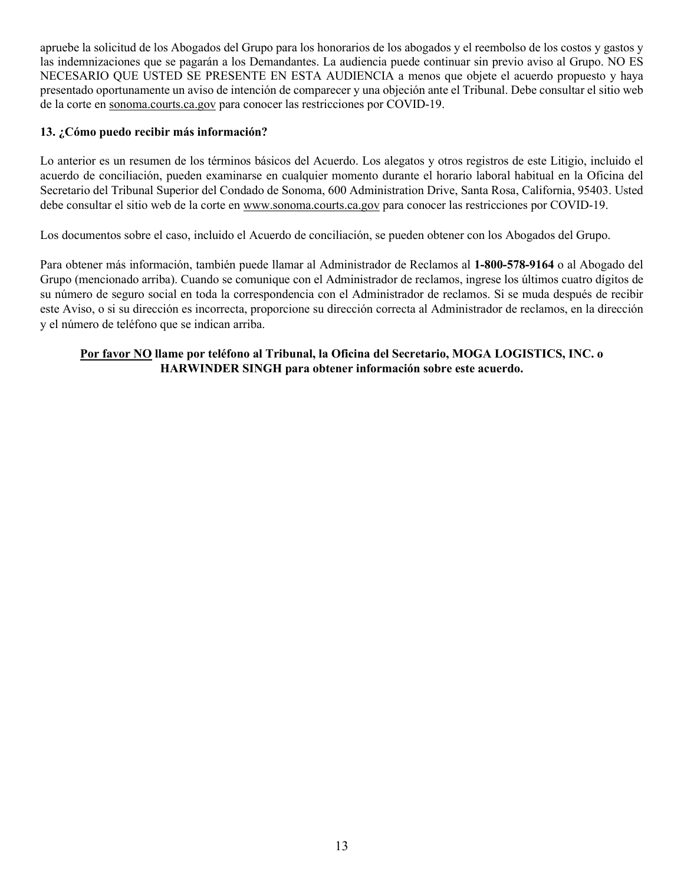apruebe la solicitud de los Abogados del Grupo para los honorarios de los abogados y el reembolso de los costos y gastos y las indemnizaciones que se pagarán a los Demandantes. La audiencia puede continuar sin previo aviso al Grupo. NO ES NECESARIO QUE USTED SE PRESENTE EN ESTA AUDIENCIA a menos que objete el acuerdo propuesto y haya presentado oportunamente un aviso de intención de comparecer y una objeción ante el Tribunal. Debe consultar el sitio web de la corte en sonoma.courts.ca.gov para conocer las restricciones por COVID-19.

**13. ¿Cómo puedo recibir más información?**

Lo anterior es un resumen de los términos básicos del Acuerdo. Los alegatos y otros registros de este Litigio, incluido el acuerdo de conciliación, pueden examinarse en cualquier momento durante el horario laboral habitual en la Oficina del Secretario del Tribunal Superior del Condado de Sonoma, 600 Administration Drive, Santa Rosa, California, 95403. Usted debe consultar el sitio web de la corte en www.sonoma.courts.ca.gov para conocer las restricciones por COVID-19.

Los documentos sobre el caso, incluido el Acuerdo de conciliación, se pueden obtener con los Abogados del Grupo.

Para obtener más información, también puede llamar al Administrador de Reclamos al **1-800-578-9164** o al Abogado del Grupo (mencionado arriba). Cuando se comunique con el Administrador de reclamos, ingrese los últimos cuatro dígitos de su número de seguro social en toda la correspondencia con el Administrador de reclamos. Si se muda después de recibir este Aviso, o si su dirección es incorrecta, proporcione su dirección correcta al Administrador de reclamos, en la dirección y el número de teléfono que se indican arriba.

**Por favor NO llame por teléfono al Tribunal, la Oficina del Secretario, MOGA LOGISTICS, INC. o HARWINDER SINGH para obtener información sobre este acuerdo.**